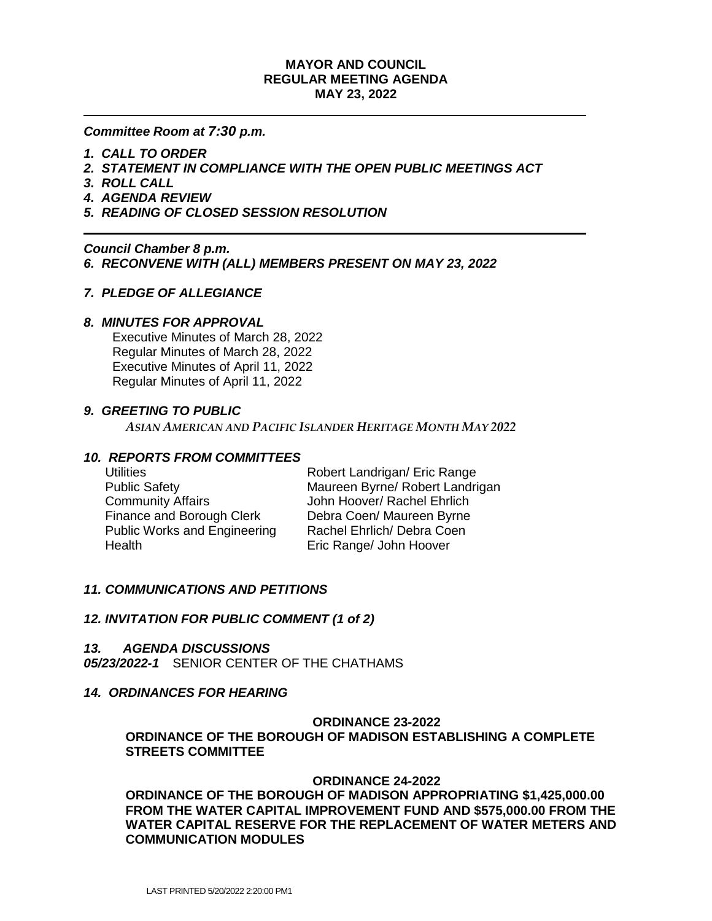**MAYOR AND COUNCIL**
**REGULAR MEETING AGENDA**
**MAY 23, 2022**

---

***Committee Room at 7:30 p.m.***

1. ***CALL TO ORDER***
2. ***STATEMENT IN COMPLIANCE WITH THE OPEN PUBLIC MEETINGS ACT***
3. ***ROLL CALL***
4. ***AGENDA REVIEW***
5. ***READING OF CLOSED SESSION RESOLUTION***

---

***Council Chamber 8 p.m.***

6. ***RECONVENE WITH (ALL) MEMBERS PRESENT ON MAY 23, 2022***

7. ***PLEDGE OF ALLEGIANCE***

8. ***MINUTES FOR APPROVAL***
   Executive Minutes of March 28, 2022
   Regular Minutes of March 28, 2022
   Executive Minutes of April 11, 2022
   Regular Minutes of April 11, 2022

9. ***GREETING TO PUBLIC***
   *ASIAN AMERICAN AND PACIFIC ISLANDER HERITAGE MONTH MAY 2022*

10. ***REPORTS FROM COMMITTEES***

| | |
|---|---|
| Utilities | Robert Landrigan/ Eric Range |
| Public Safety | Maureen Byrne/ Robert Landrigan |
| Community Affairs | John Hoover/ Rachel Ehrlich |
| Finance and Borough Clerk | Debra Coen/ Maureen Byrne |
| Public Works and Engineering | Rachel Ehrlich/ Debra Coen |
| Health | Eric Range/ John Hoover |

11. ***COMMUNICATIONS AND PETITIONS***

12. ***INVITATION FOR PUBLIC COMMENT (1 of 2)***

13. ***AGENDA DISCUSSIONS***

***05/23/2022-1*** SENIOR CENTER OF THE CHATHAMS

14. ***ORDINANCES FOR HEARING***

**ORDINANCE 23-2022**

**ORDINANCE OF THE BOROUGH OF MADISON ESTABLISHING A COMPLETE STREETS COMMITTEE**

**ORDINANCE 24-2022**

**ORDINANCE OF THE BOROUGH OF MADISON APPROPRIATING $1,425,000.00 FROM THE WATER CAPITAL IMPROVEMENT FUND AND $575,000.00 FROM THE WATER CAPITAL RESERVE FOR THE REPLACEMENT OF WATER METERS AND COMMUNICATION MODULES**

LAST PRINTED 5/20/2022 2:20:00 PM1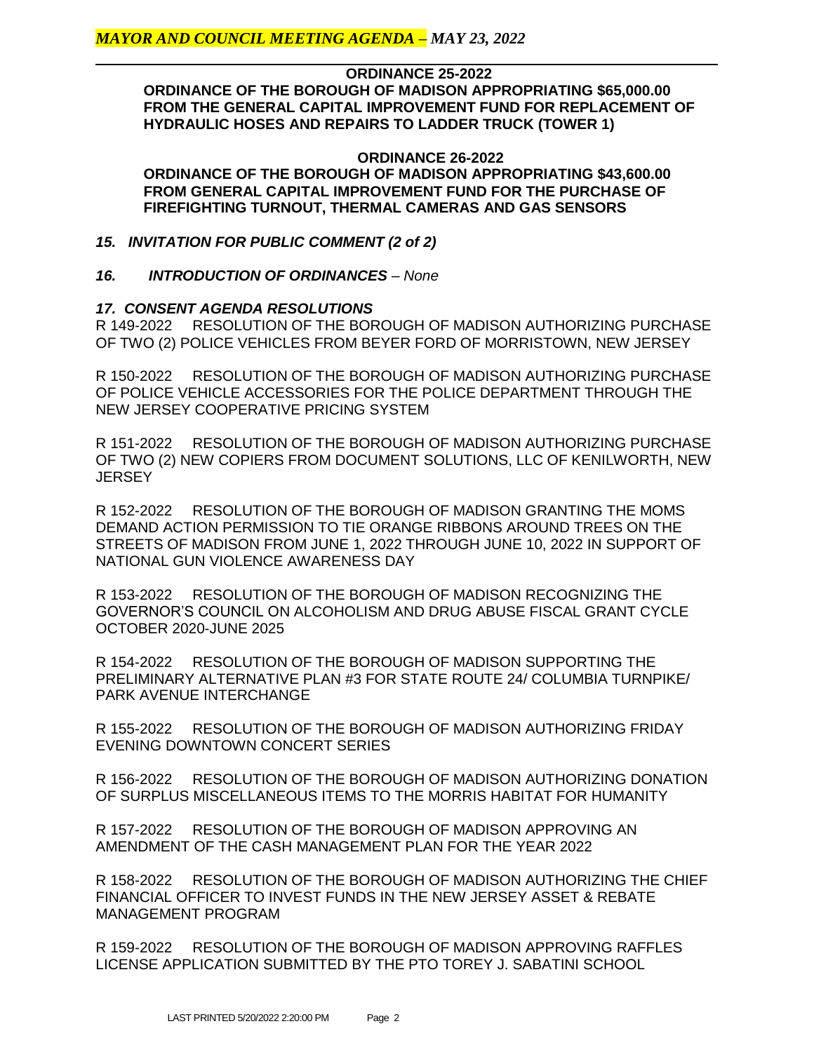**ORDINANCE 25-2022**

**ORDINANCE OF THE BOROUGH OF MADISON APPROPRIATING $65,000.00 FROM THE GENERAL CAPITAL IMPROVEMENT FUND FOR REPLACEMENT OF HYDRAULIC HOSES AND REPAIRS TO LADDER TRUCK (TOWER 1)**

**ORDINANCE 26-2022**

**ORDINANCE OF THE BOROUGH OF MADISON APPROPRIATING $43,600.00 FROM GENERAL CAPITAL IMPROVEMENT FUND FOR THE PURCHASE OF FIREFIGHTING TURNOUT, THERMAL CAMERAS AND GAS SENSORS**

### *15. INVITATION FOR PUBLIC COMMENT (2 of 2)*

### *16. INTRODUCTION OF ORDINANCES* – *None*

### *17. CONSENT AGENDA RESOLUTIONS*

R 149-2022 RESOLUTION OF THE BOROUGH OF MADISON AUTHORIZING PURCHASE OF TWO (2) POLICE VEHICLES FROM BEYER FORD OF MORRISTOWN, NEW JERSEY

R 150-2022 RESOLUTION OF THE BOROUGH OF MADISON AUTHORIZING PURCHASE OF POLICE VEHICLE ACCESSORIES FOR THE POLICE DEPARTMENT THROUGH THE NEW JERSEY COOPERATIVE PRICING SYSTEM

R 151-2022 RESOLUTION OF THE BOROUGH OF MADISON AUTHORIZING PURCHASE OF TWO (2) NEW COPIERS FROM DOCUMENT SOLUTIONS, LLC OF KENILWORTH, NEW JERSEY

R 152-2022 RESOLUTION OF THE BOROUGH OF MADISON GRANTING THE MOMS DEMAND ACTION PERMISSION TO TIE ORANGE RIBBONS AROUND TREES ON THE STREETS OF MADISON FROM JUNE 1, 2022 THROUGH JUNE 10, 2022 IN SUPPORT OF NATIONAL GUN VIOLENCE AWARENESS DAY

R 153-2022 RESOLUTION OF THE BOROUGH OF MADISON RECOGNIZING THE GOVERNOR'S COUNCIL ON ALCOHOLISM AND DRUG ABUSE FISCAL GRANT CYCLE OCTOBER 2020-JUNE 2025

R 154-2022 RESOLUTION OF THE BOROUGH OF MADISON SUPPORTING THE PRELIMINARY ALTERNATIVE PLAN #3 FOR STATE ROUTE 24/ COLUMBIA TURNPIKE/ PARK AVENUE INTERCHANGE

R 155-2022 RESOLUTION OF THE BOROUGH OF MADISON AUTHORIZING FRIDAY EVENING DOWNTOWN CONCERT SERIES

R 156-2022 RESOLUTION OF THE BOROUGH OF MADISON AUTHORIZING DONATION OF SURPLUS MISCELLANEOUS ITEMS TO THE MORRIS HABITAT FOR HUMANITY

R 157-2022 RESOLUTION OF THE BOROUGH OF MADISON APPROVING AN AMENDMENT OF THE CASH MANAGEMENT PLAN FOR THE YEAR 2022

R 158-2022 RESOLUTION OF THE BOROUGH OF MADISON AUTHORIZING THE CHIEF FINANCIAL OFFICER TO INVEST FUNDS IN THE NEW JERSEY ASSET & REBATE MANAGEMENT PROGRAM

R 159-2022 RESOLUTION OF THE BOROUGH OF MADISON APPROVING RAFFLES LICENSE APPLICATION SUBMITTED BY THE PTO TOREY J. SABATINI SCHOOL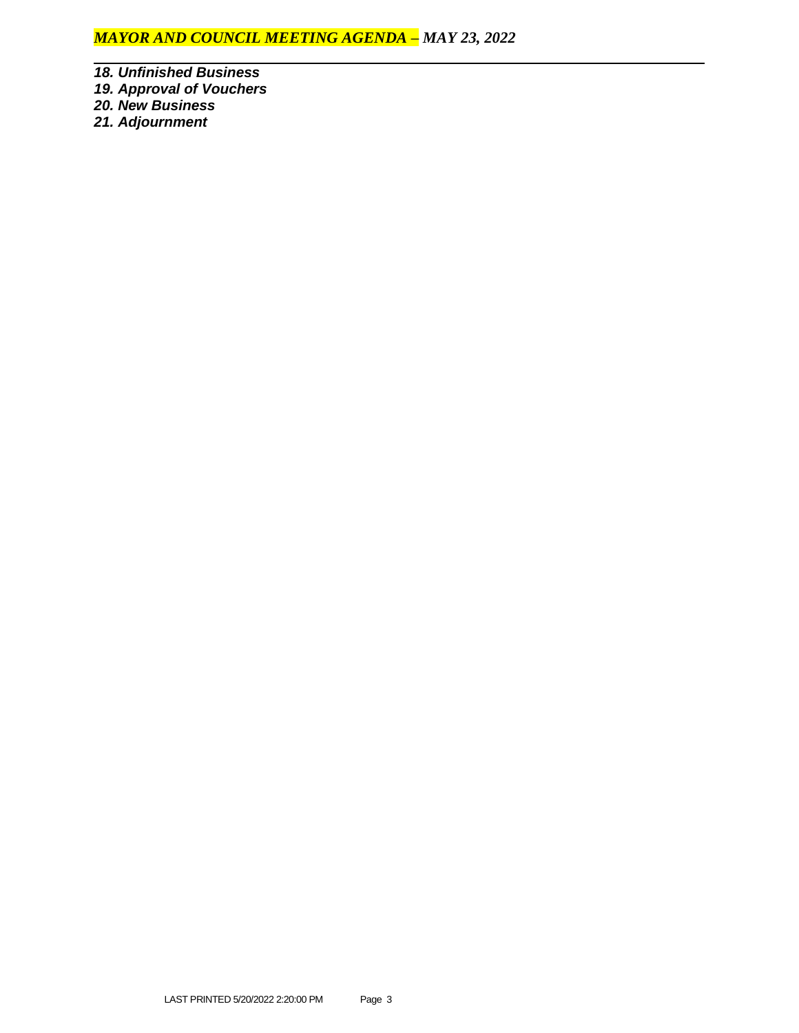***18. Unfinished Business***

***19. Approval of Vouchers***

***20. New Business***

***21. Adjournment***